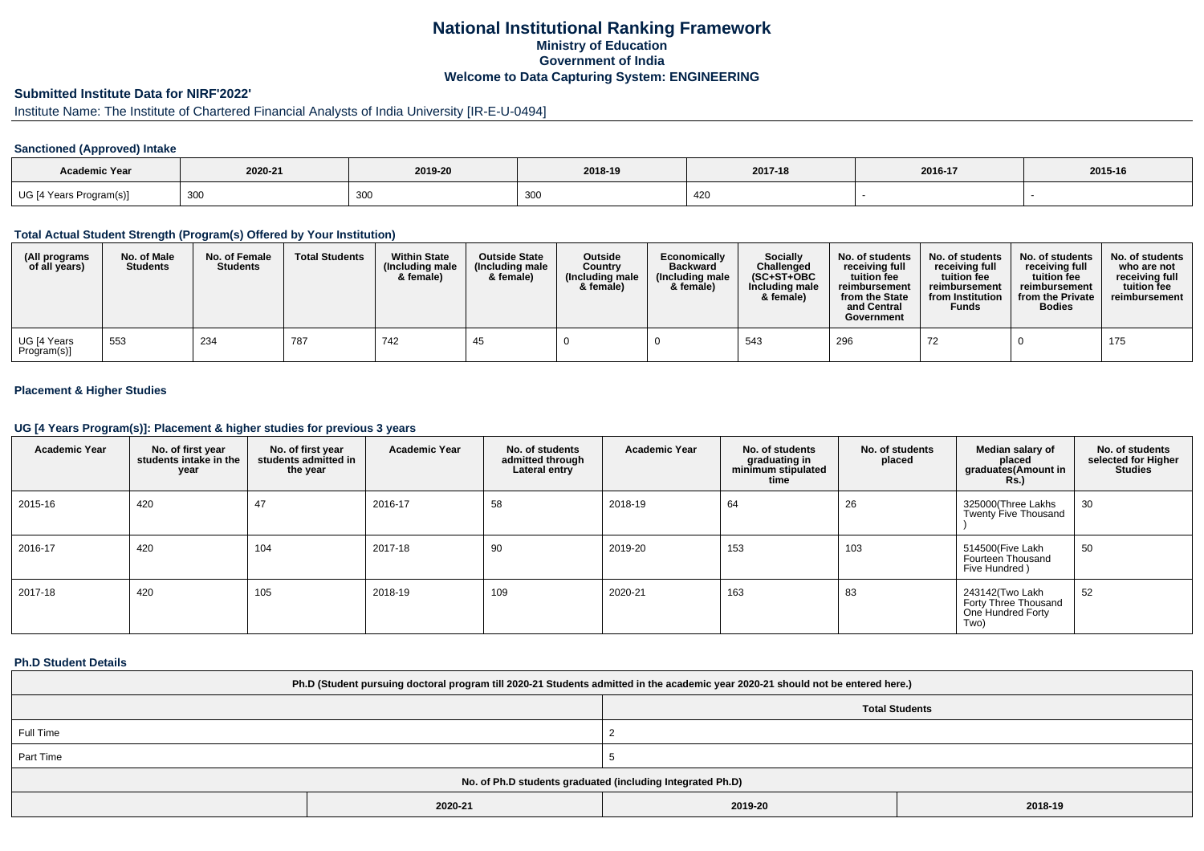# National Institutional Ranking Framework

## Ministry of Education

## Government of India

## Welcome to Data Capturing System: ENGINEERING

### Submitted Institute Data for NIRF'2022'

Institute Name: The Institute of Chartered Financial Analysts of India University [IR-E-U-0494]

#### Sanctioned (Approved) Intake

| Academic Year | 2020-21 | 2019-20 | 2018-19 | 2017-18 | 2016-17 | 2015-16 |
|---|---|---|---|---|---|---|
| UG [4 Years Program(s)] | 300 | 300 | 300 | 420 | - | - |

#### Total Actual Student Strength (Program(s) Offered by Your Institution)

| (All programs of all years) | No. of Male Students | No. of Female Students | Total Students | Within State (Including male & female) | Outside State (Including male & female) | Outside Country (Including male & female) | Economically Backward (Including male & female) | Socially Challenged (SC+ST+OBC Including male & female) | No. of students receiving full tuition fee reimbursement from the State and Central Government | No. of students receiving full tuition fee reimbursement from Institution Funds | No. of students receiving full tuition fee reimbursement from the Private Bodies | No. of students who are not receiving full tuition fee reimbursement |
|---|---|---|---|---|---|---|---|---|---|---|---|---|
| UG [4 Years Program(s)] | 553 | 234 | 787 | 742 | 45 | 0 | 0 | 543 | 296 | 72 | 0 | 175 |

#### Placement & Higher Studies

#### UG [4 Years Program(s)]: Placement & higher studies for previous 3 years

| Academic Year | No. of first year students intake in the year | No. of first year students admitted in the year | Academic Year | No. of students admitted through Lateral entry | Academic Year | No. of students graduating in minimum stipulated time | No. of students placed | Median salary of placed graduates(Amount in Rs.) | No. of students selected for Higher Studies |
|---|---|---|---|---|---|---|---|---|---|
| 2015-16 | 420 | 47 | 2016-17 | 58 | 2018-19 | 64 | 26 | 325000(Three Lakhs Twenty Five Thousand ) | 30 |
| 2016-17 | 420 | 104 | 2017-18 | 90 | 2019-20 | 153 | 103 | 514500(Five Lakh Fourteen Thousand Five Hundred ) | 50 |
| 2017-18 | 420 | 105 | 2018-19 | 109 | 2020-21 | 163 | 83 | 243142(Two Lakh Forty Three Thousand One Hundred Forty Two) | 52 |

#### Ph.D Student Details

| Ph.D (Student pursuing doctoral program till 2020-21 Students admitted in the academic year 2020-21 should not be entered here.) | | |
|---|---|---|
| | Total Students | |
| Full Time | 2 | |
| Part Time | 5 | |
| No. of Ph.D students graduated (including Integrated Ph.D) | | |
| 2020-21 | 2019-20 | 2018-19 |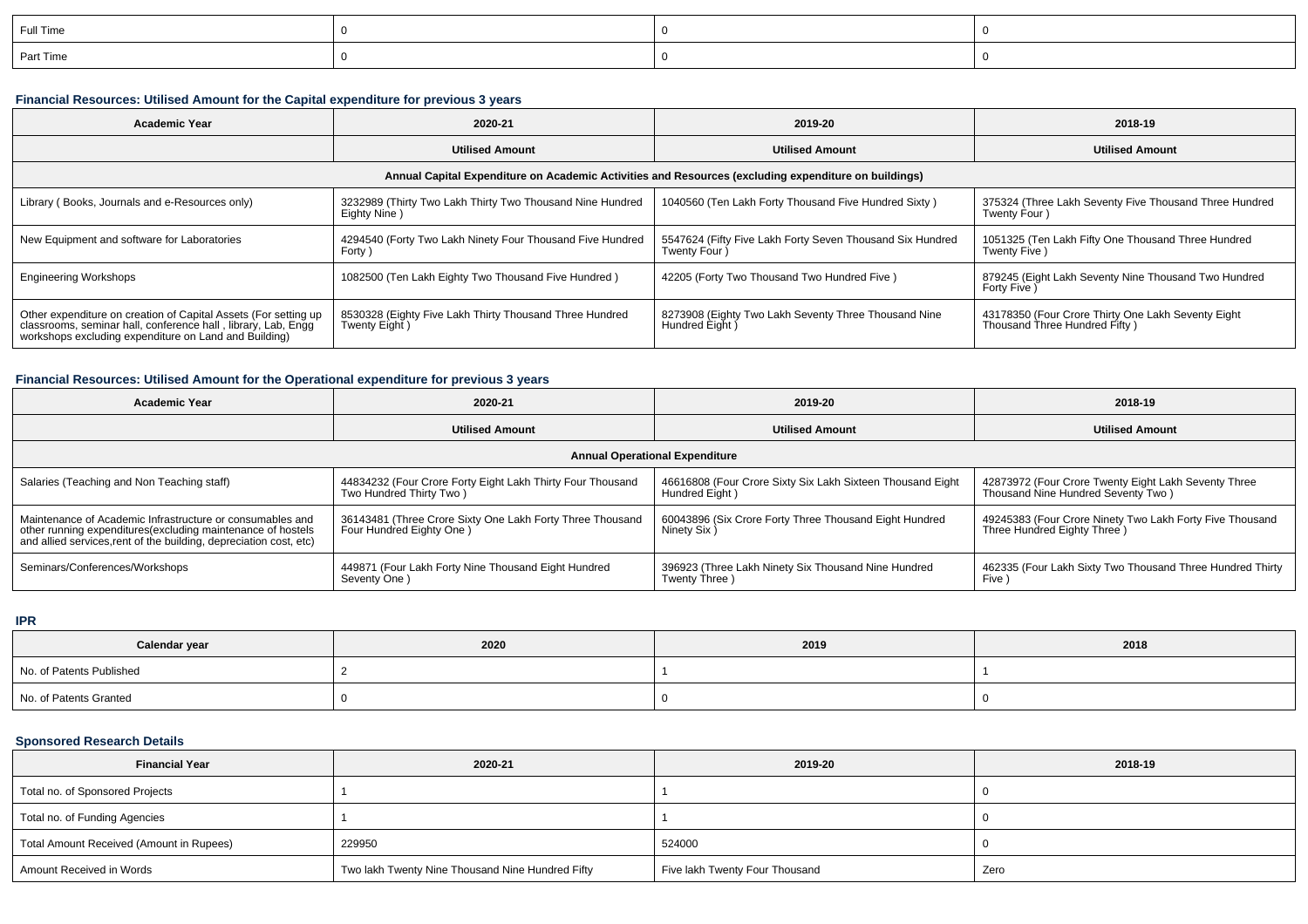| Full Time | 0 | 0 | 0 |
|---|---|---|---|
| Part Time | 0 | 0 | 0 |

### Financial Resources: Utilised Amount for the Capital expenditure for previous 3 years

| Academic Year | 2020-21 | 2019-20 | 2018-19 |
|---|---|---|---|
| | Utilised Amount | Utilised Amount | Utilised Amount |
| Annual Capital Expenditure on Academic Activities and Resources (excluding expenditure on buildings) | | | |
| Library ( Books, Journals and e-Resources only) | 3232989 (Thirty Two Lakh Thirty Two Thousand Nine Hundred Eighty Nine ) | 1040560 (Ten Lakh Forty Thousand Five Hundred Sixty ) | 375324 (Three Lakh Seventy Five Thousand Three Hundred Twenty Four ) |
| New Equipment and software for Laboratories | 4294540 (Forty Two Lakh Ninety Four Thousand Five Hundred Forty ) | 5547624 (Fifty Five Lakh Forty Seven Thousand Six Hundred Twenty Four ) | 1051325 (Ten Lakh Fifty One Thousand Three Hundred Twenty Five ) |
| Engineering Workshops | 1082500 (Ten Lakh Eighty Two Thousand Five Hundred ) | 42205 (Forty Two Thousand Two Hundred Five ) | 879245 (Eight Lakh Seventy Nine Thousand Two Hundred Forty Five ) |
| Other expenditure on creation of Capital Assets (For setting up classrooms, seminar hall, conference hall , library, Lab, Engg workshops excluding expenditure on Land and Building) | 8530328 (Eighty Five Lakh Thirty Thousand Three Hundred Twenty Eight ) | 8273908 (Eighty Two Lakh Seventy Three Thousand Nine Hundred Eight ) | 43178350 (Four Crore Thirty One Lakh Seventy Eight Thousand Three Hundred Fifty ) |

### Financial Resources: Utilised Amount for the Operational expenditure for previous 3 years

| Academic Year | 2020-21 | 2019-20 | 2018-19 |
|---|---|---|---|
| | Utilised Amount | Utilised Amount | Utilised Amount |
| Annual Operational Expenditure | | | |
| Salaries (Teaching and Non Teaching staff) | 44834232 (Four Crore Forty Eight Lakh Thirty Four Thousand Two Hundred Thirty Two ) | 46616808 (Four Crore Sixty Six Lakh Sixteen Thousand Eight Hundred Eight ) | 42873972 (Four Crore Twenty Eight Lakh Seventy Three Thousand Nine Hundred Seventy Two ) |
| Maintenance of Academic Infrastructure or consumables and other running expenditures(excluding maintenance of hostels and allied services,rent of the building, depreciation cost, etc) | 36143481 (Three Crore Sixty One Lakh Forty Three Thousand Four Hundred Eighty One ) | 60043896 (Six Crore Forty Three Thousand Eight Hundred Ninety Six ) | 49245383 (Four Crore Ninety Two Lakh Forty Five Thousand Three Hundred Eighty Three ) |
| Seminars/Conferences/Workshops | 449871 (Four Lakh Forty Nine Thousand Eight Hundred Seventy One ) | 396923 (Three Lakh Ninety Six Thousand Nine Hundred Twenty Three ) | 462335 (Four Lakh Sixty Two Thousand Three Hundred Thirty Five ) |

### IPR

| Calendar year | 2020 | 2019 | 2018 |
|---|---|---|---|
| No. of Patents Published | 2 | 1 | 1 |
| No. of Patents Granted | 0 | 0 | 0 |

### Sponsored Research Details

| Financial Year | 2020-21 | 2019-20 | 2018-19 |
|---|---|---|---|
| Total no. of Sponsored Projects | 1 | 1 | 0 |
| Total no. of Funding Agencies | 1 | 1 | 0 |
| Total Amount Received (Amount in Rupees) | 229950 | 524000 | 0 |
| Amount Received in Words | Two lakh Twenty Nine Thousand Nine Hundred Fifty | Five lakh Twenty Four Thousand | Zero |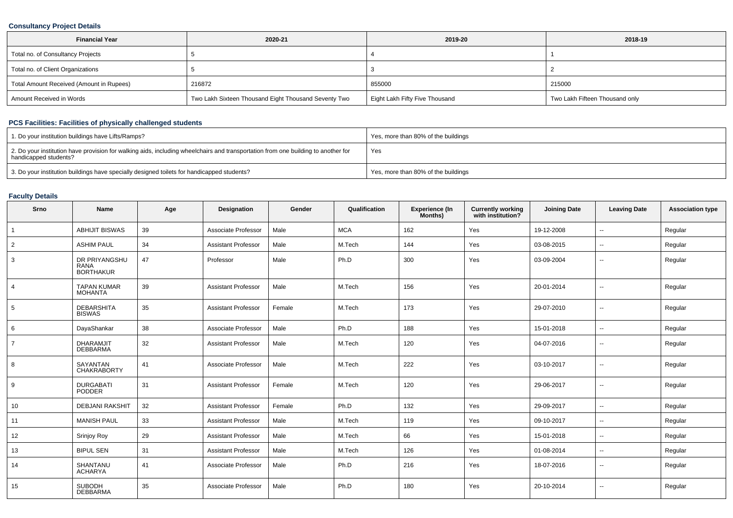### Consultancy Project Details

| Financial Year | 2020-21 | 2019-20 | 2018-19 |
| --- | --- | --- | --- |
| Total no. of Consultancy Projects | 5 | 4 | 1 |
| Total no. of Client Organizations | 5 | 3 | 2 |
| Total Amount Received (Amount in Rupees) | 216872 | 855000 | 215000 |
| Amount Received in Words | Two Lakh Sixteen Thousand Eight Thousand Seventy Two | Eight Lakh Fifty Five Thousand | Two Lakh Fifteen Thousand only |

### PCS Facilities: Facilities of physically challenged students

| | |
| --- | --- |
| 1. Do your institution buildings have Lifts/Ramps? | Yes, more than 80% of the buildings |
| 2. Do your institution have provision for walking aids, including wheelchairs and transportation from one building to another for handicapped students? | Yes |
| 3. Do your institution buildings have specially designed toilets for handicapped students? | Yes, more than 80% of the buildings |

### Faculty Details

| Srno | Name | Age | Designation | Gender | Qualification | Experience (In Months) | Currently working with institution? | Joining Date | Leaving Date | Association type |
| --- | --- | --- | --- | --- | --- | --- | --- | --- | --- | --- |
| 1 | ABHIJIT BISWAS | 39 | Associate Professor | Male | MCA | 162 | Yes | 19-12-2008 | -- | Regular |
| 2 | ASHIM PAUL | 34 | Assistant Professor | Male | M.Tech | 144 | Yes | 03-08-2015 | -- | Regular |
| 3 | DR PRIYANGSHU RANA BORTHAKUR | 47 | Professor | Male | Ph.D | 300 | Yes | 03-09-2004 | -- | Regular |
| 4 | TAPAN KUMAR MOHANTA | 39 | Assistant Professor | Male | M.Tech | 156 | Yes | 20-01-2014 | -- | Regular |
| 5 | DEBARSHITA BISWAS | 35 | Assistant Professor | Female | M.Tech | 173 | Yes | 29-07-2010 | -- | Regular |
| 6 | DayaShankar | 38 | Associate Professor | Male | Ph.D | 188 | Yes | 15-01-2018 | -- | Regular |
| 7 | DHARAMJIT DEBBARMA | 32 | Assistant Professor | Male | M.Tech | 120 | Yes | 04-07-2016 | -- | Regular |
| 8 | SAYANTAN CHAKRABORTY | 41 | Associate Professor | Male | M.Tech | 222 | Yes | 03-10-2017 | -- | Regular |
| 9 | DURGABATI PODDER | 31 | Assistant Professor | Female | M.Tech | 120 | Yes | 29-06-2017 | -- | Regular |
| 10 | DEBJANI RAKSHIT | 32 | Assistant Professor | Female | Ph.D | 132 | Yes | 29-09-2017 | -- | Regular |
| 11 | MANISH PAUL | 33 | Assistant Professor | Male | M.Tech | 119 | Yes | 09-10-2017 | -- | Regular |
| 12 | Srinjoy Roy | 29 | Assistant Professor | Male | M.Tech | 66 | Yes | 15-01-2018 | -- | Regular |
| 13 | BIPUL SEN | 31 | Assistant Professor | Male | M.Tech | 126 | Yes | 01-08-2014 | -- | Regular |
| 14 | SHANTANU ACHARYA | 41 | Associate Professor | Male | Ph.D | 216 | Yes | 18-07-2016 | -- | Regular |
| 15 | SUBODH DEBBARMA | 35 | Associate Professor | Male | Ph.D | 180 | Yes | 20-10-2014 | -- | Regular |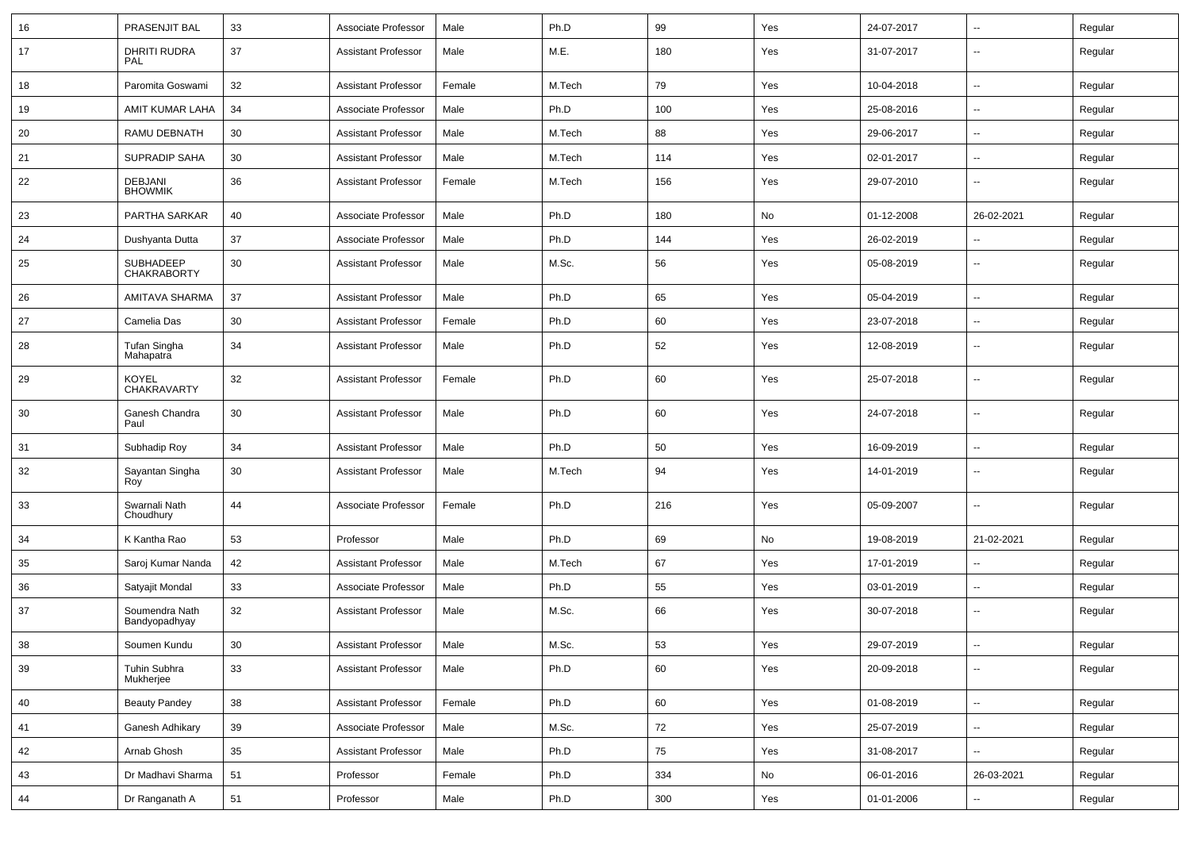| 16 | PRASENJIT BAL | 33 | Associate Professor | Male | Ph.D | 99 | Yes | 24-07-2017 | -- | Regular |
|---|---|---|---|---|---|---|---|---|---|---|
| 17 | DHRITI RUDRA PAL | 37 | Assistant Professor | Male | M.E. | 180 | Yes | 31-07-2017 | -- | Regular |
| 18 | Paromita Goswami | 32 | Assistant Professor | Female | M.Tech | 79 | Yes | 10-04-2018 | -- | Regular |
| 19 | AMIT KUMAR LAHA | 34 | Associate Professor | Male | Ph.D | 100 | Yes | 25-08-2016 | -- | Regular |
| 20 | RAMU DEBNATH | 30 | Assistant Professor | Male | M.Tech | 88 | Yes | 29-06-2017 | -- | Regular |
| 21 | SUPRADIP SAHA | 30 | Assistant Professor | Male | M.Tech | 114 | Yes | 02-01-2017 | -- | Regular |
| 22 | DEBJANI BHOWMIK | 36 | Assistant Professor | Female | M.Tech | 156 | Yes | 29-07-2010 | -- | Regular |
| 23 | PARTHA SARKAR | 40 | Associate Professor | Male | Ph.D | 180 | No | 01-12-2008 | 26-02-2021 | Regular |
| 24 | Dushyanta Dutta | 37 | Associate Professor | Male | Ph.D | 144 | Yes | 26-02-2019 | -- | Regular |
| 25 | SUBHADEEP CHAKRABORTY | 30 | Assistant Professor | Male | M.Sc. | 56 | Yes | 05-08-2019 | -- | Regular |
| 26 | AMITAVA SHARMA | 37 | Assistant Professor | Male | Ph.D | 65 | Yes | 05-04-2019 | -- | Regular |
| 27 | Camelia Das | 30 | Assistant Professor | Female | Ph.D | 60 | Yes | 23-07-2018 | -- | Regular |
| 28 | Tufan Singha Mahapatra | 34 | Assistant Professor | Male | Ph.D | 52 | Yes | 12-08-2019 | -- | Regular |
| 29 | KOYEL CHAKRAVARTY | 32 | Assistant Professor | Female | Ph.D | 60 | Yes | 25-07-2018 | -- | Regular |
| 30 | Ganesh Chandra Paul | 30 | Assistant Professor | Male | Ph.D | 60 | Yes | 24-07-2018 | -- | Regular |
| 31 | Subhadip Roy | 34 | Assistant Professor | Male | Ph.D | 50 | Yes | 16-09-2019 | -- | Regular |
| 32 | Sayantan Singha Roy | 30 | Assistant Professor | Male | M.Tech | 94 | Yes | 14-01-2019 | -- | Regular |
| 33 | Swarnali Nath Choudhury | 44 | Associate Professor | Female | Ph.D | 216 | Yes | 05-09-2007 | -- | Regular |
| 34 | K Kantha Rao | 53 | Professor | Male | Ph.D | 69 | No | 19-08-2019 | 21-02-2021 | Regular |
| 35 | Saroj Kumar Nanda | 42 | Assistant Professor | Male | M.Tech | 67 | Yes | 17-01-2019 | -- | Regular |
| 36 | Satyajit Mondal | 33 | Associate Professor | Male | Ph.D | 55 | Yes | 03-01-2019 | -- | Regular |
| 37 | Soumendra Nath Bandyopadhyay | 32 | Assistant Professor | Male | M.Sc. | 66 | Yes | 30-07-2018 | -- | Regular |
| 38 | Soumen Kundu | 30 | Assistant Professor | Male | M.Sc. | 53 | Yes | 29-07-2019 | -- | Regular |
| 39 | Tuhin Subhra Mukherjee | 33 | Assistant Professor | Male | Ph.D | 60 | Yes | 20-09-2018 | -- | Regular |
| 40 | Beauty Pandey | 38 | Assistant Professor | Female | Ph.D | 60 | Yes | 01-08-2019 | -- | Regular |
| 41 | Ganesh Adhikary | 39 | Associate Professor | Male | M.Sc. | 72 | Yes | 25-07-2019 | -- | Regular |
| 42 | Arnab Ghosh | 35 | Assistant Professor | Male | Ph.D | 75 | Yes | 31-08-2017 | -- | Regular |
| 43 | Dr Madhavi Sharma | 51 | Professor | Female | Ph.D | 334 | No | 06-01-2016 | 26-03-2021 | Regular |
| 44 | Dr Ranganath A | 51 | Professor | Male | Ph.D | 300 | Yes | 01-01-2006 | -- | Regular |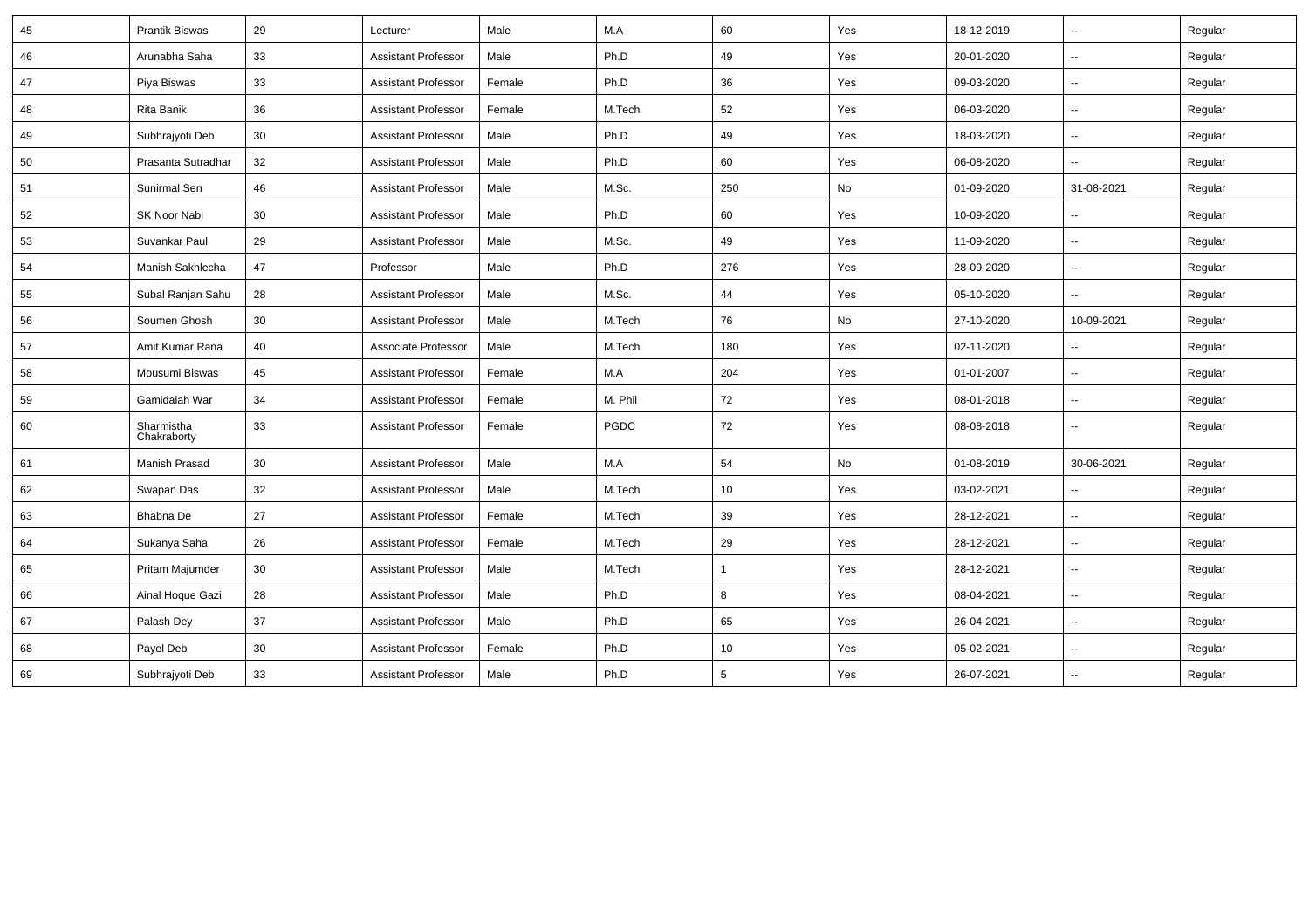| | | | | | | | | | | |
|---|---|---|---|---|---|---|---|---|---|---|
| 45 | Prantik Biswas | 29 | Lecturer | Male | M.A | 60 | Yes | 18-12-2019 | -- | Regular |
| 46 | Arunabha Saha | 33 | Assistant Professor | Male | Ph.D | 49 | Yes | 20-01-2020 | -- | Regular |
| 47 | Piya Biswas | 33 | Assistant Professor | Female | Ph.D | 36 | Yes | 09-03-2020 | -- | Regular |
| 48 | Rita Banik | 36 | Assistant Professor | Female | M.Tech | 52 | Yes | 06-03-2020 | -- | Regular |
| 49 | Subhrajyoti Deb | 30 | Assistant Professor | Male | Ph.D | 49 | Yes | 18-03-2020 | -- | Regular |
| 50 | Prasanta Sutradhar | 32 | Assistant Professor | Male | Ph.D | 60 | Yes | 06-08-2020 | -- | Regular |
| 51 | Sunirmal Sen | 46 | Assistant Professor | Male | M.Sc. | 250 | No | 01-09-2020 | 31-08-2021 | Regular |
| 52 | SK Noor Nabi | 30 | Assistant Professor | Male | Ph.D | 60 | Yes | 10-09-2020 | -- | Regular |
| 53 | Suvankar Paul | 29 | Assistant Professor | Male | M.Sc. | 49 | Yes | 11-09-2020 | -- | Regular |
| 54 | Manish Sakhlecha | 47 | Professor | Male | Ph.D | 276 | Yes | 28-09-2020 | -- | Regular |
| 55 | Subal Ranjan Sahu | 28 | Assistant Professor | Male | M.Sc. | 44 | Yes | 05-10-2020 | -- | Regular |
| 56 | Soumen Ghosh | 30 | Assistant Professor | Male | M.Tech | 76 | No | 27-10-2020 | 10-09-2021 | Regular |
| 57 | Amit Kumar Rana | 40 | Associate Professor | Male | M.Tech | 180 | Yes | 02-11-2020 | -- | Regular |
| 58 | Mousumi Biswas | 45 | Assistant Professor | Female | M.A | 204 | Yes | 01-01-2007 | -- | Regular |
| 59 | Gamidalah War | 34 | Assistant Professor | Female | M. Phil | 72 | Yes | 08-01-2018 | -- | Regular |
| 60 | Sharmistha Chakraborty | 33 | Assistant Professor | Female | PGDC | 72 | Yes | 08-08-2018 | -- | Regular |
| 61 | Manish Prasad | 30 | Assistant Professor | Male | M.A | 54 | No | 01-08-2019 | 30-06-2021 | Regular |
| 62 | Swapan Das | 32 | Assistant Professor | Male | M.Tech | 10 | Yes | 03-02-2021 | -- | Regular |
| 63 | Bhabna De | 27 | Assistant Professor | Female | M.Tech | 39 | Yes | 28-12-2021 | -- | Regular |
| 64 | Sukanya Saha | 26 | Assistant Professor | Female | M.Tech | 29 | Yes | 28-12-2021 | -- | Regular |
| 65 | Pritam Majumder | 30 | Assistant Professor | Male | M.Tech | 1 | Yes | 28-12-2021 | -- | Regular |
| 66 | Ainal Hoque Gazi | 28 | Assistant Professor | Male | Ph.D | 8 | Yes | 08-04-2021 | -- | Regular |
| 67 | Palash Dey | 37 | Assistant Professor | Male | Ph.D | 65 | Yes | 26-04-2021 | -- | Regular |
| 68 | Payel Deb | 30 | Assistant Professor | Female | Ph.D | 10 | Yes | 05-02-2021 | -- | Regular |
| 69 | Subhrajyoti Deb | 33 | Assistant Professor | Male | Ph.D | 5 | Yes | 26-07-2021 | -- | Regular |